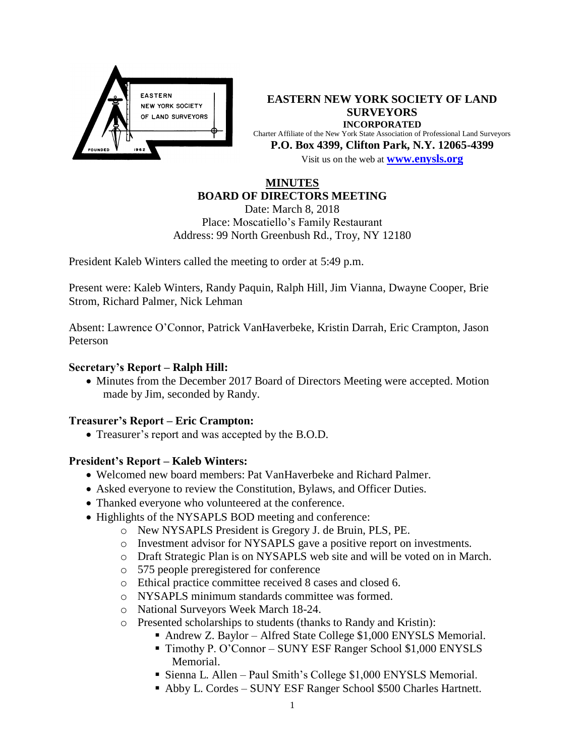# EASTERN NEW YORK SOCIETY OF LAND SURVEYORS

**INCORPORATED**

Charter Affiliate of the New York State Association of Professional Land Surveyors

**P.O. Box 4399, Clifton Park, N.Y. 12065-4399**

Visit us on the web at **www.enysls.org**

## MINUTES
## BOARD OF DIRECTORS MEETING

Date: March 8, 2018
Place: Moscatiello's Family Restaurant
Address: 99 North Greenbush Rd., Troy, NY 12180

President Kaleb Winters called the meeting to order at 5:49 p.m.

Present were: Kaleb Winters, Randy Paquin, Ralph Hill, Jim Vianna, Dwayne Cooper, Brie Strom, Richard Palmer, Nick Lehman

Absent: Lawrence O'Connor, Patrick VanHaverbeke, Kristin Darrah, Eric Crampton, Jason Peterson

### Secretary's Report – Ralph Hill:

- Minutes from the December 2017 Board of Directors Meeting were accepted. Motion made by Jim, seconded by Randy.

### Treasurer's Report – Eric Crampton:

- Treasurer's report and was accepted by the B.O.D.

### President's Report – Kaleb Winters:

- Welcomed new board members: Pat VanHaverbeke and Richard Palmer.
- Asked everyone to review the Constitution, Bylaws, and Officer Duties.
- Thanked everyone who volunteered at the conference.
- Highlights of the NYSAPLS BOD meeting and conference:
  - New NYSAPLS President is Gregory J. de Bruin, PLS, PE.
  - Investment advisor for NYSAPLS gave a positive report on investments.
  - Draft Strategic Plan is on NYSAPLS web site and will be voted on in March.
  - 575 people preregistered for conference
  - Ethical practice committee received 8 cases and closed 6.
  - NYSAPLS minimum standards committee was formed.
  - National Surveyors Week March 18-24.
  - Presented scholarships to students (thanks to Randy and Kristin):
    - Andrew Z. Baylor – Alfred State College $1,000 ENYSLS Memorial.
    - Timothy P. O'Connor – SUNY ESF Ranger School $1,000 ENYSLS Memorial.
    - Sienna L. Allen – Paul Smith's College $1,000 ENYSLS Memorial.
    - Abby L. Cordes – SUNY ESF Ranger School $500 Charles Hartnett.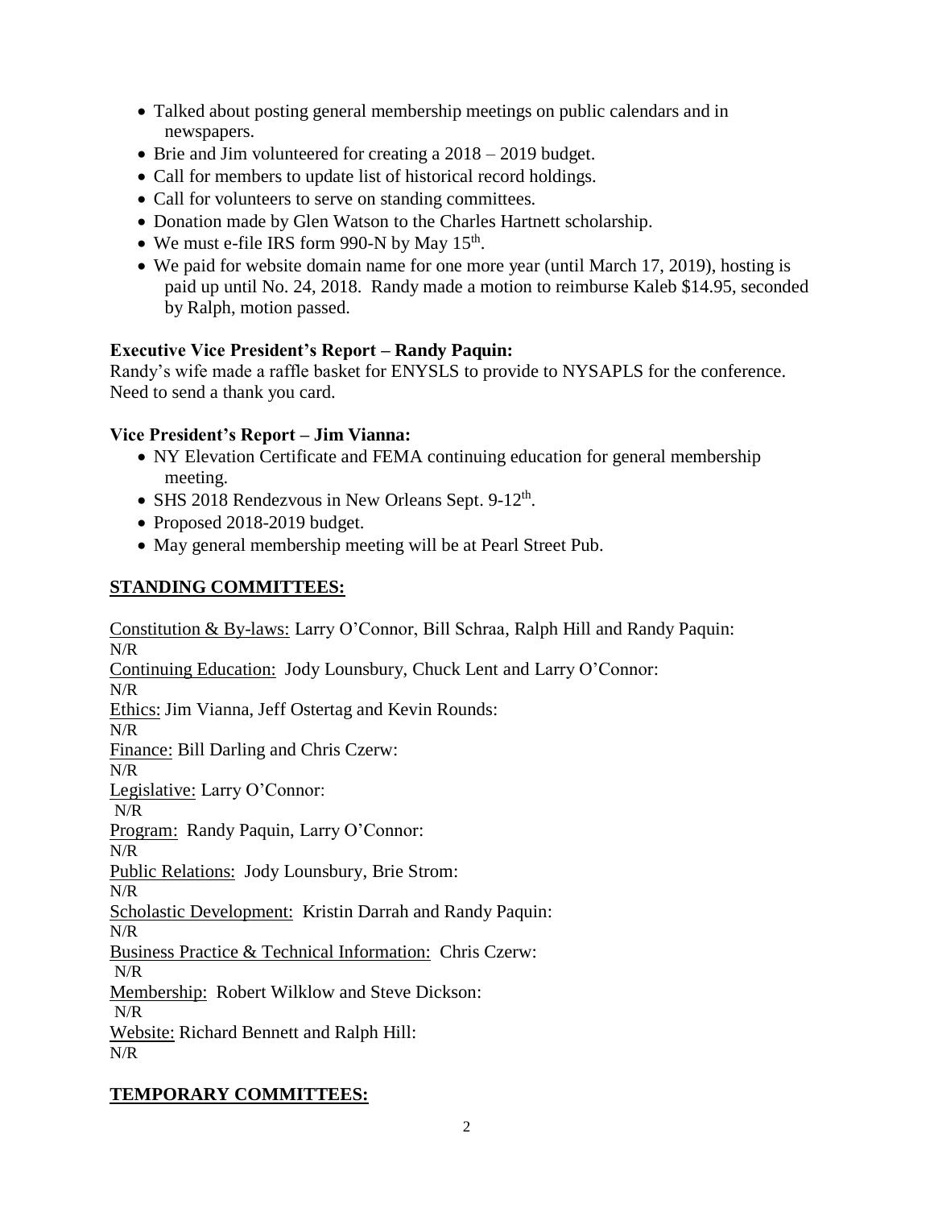- Talked about posting general membership meetings on public calendars and in newspapers.
- Brie and Jim volunteered for creating a 2018 – 2019 budget.
- Call for members to update list of historical record holdings.
- Call for volunteers to serve on standing committees.
- Donation made by Glen Watson to the Charles Hartnett scholarship.
- We must e-file IRS form 990-N by May 15th.
- We paid for website domain name for one more year (until March 17, 2019), hosting is paid up until No. 24, 2018. Randy made a motion to reimburse Kaleb $14.95, seconded by Ralph, motion passed.

**Executive Vice President's Report – Randy Paquin:**

Randy's wife made a raffle basket for ENYSLS to provide to NYSAPLS for the conference. Need to send a thank you card.

**Vice President's Report – Jim Vianna:**

- NY Elevation Certificate and FEMA continuing education for general membership meeting.
- SHS 2018 Rendezvous in New Orleans Sept. 9-12th.
- Proposed 2018-2019 budget.
- May general membership meeting will be at Pearl Street Pub.

## STANDING COMMITTEES:

Constitution & By-laws: Larry O'Connor, Bill Schraa, Ralph Hill and Randy Paquin:
N/R

Continuing Education: Jody Lounsbury, Chuck Lent and Larry O'Connor:
N/R

Ethics: Jim Vianna, Jeff Ostertag and Kevin Rounds:
N/R

Finance: Bill Darling and Chris Czerw:
N/R

Legislative: Larry O'Connor:
N/R

Program: Randy Paquin, Larry O'Connor:
N/R

Public Relations: Jody Lounsbury, Brie Strom:
N/R

Scholastic Development: Kristin Darrah and Randy Paquin:
N/R

Business Practice & Technical Information: Chris Czerw:
N/R

Membership: Robert Wilklow and Steve Dickson:
N/R

Website: Richard Bennett and Ralph Hill:
N/R

## TEMPORARY COMMITTEES: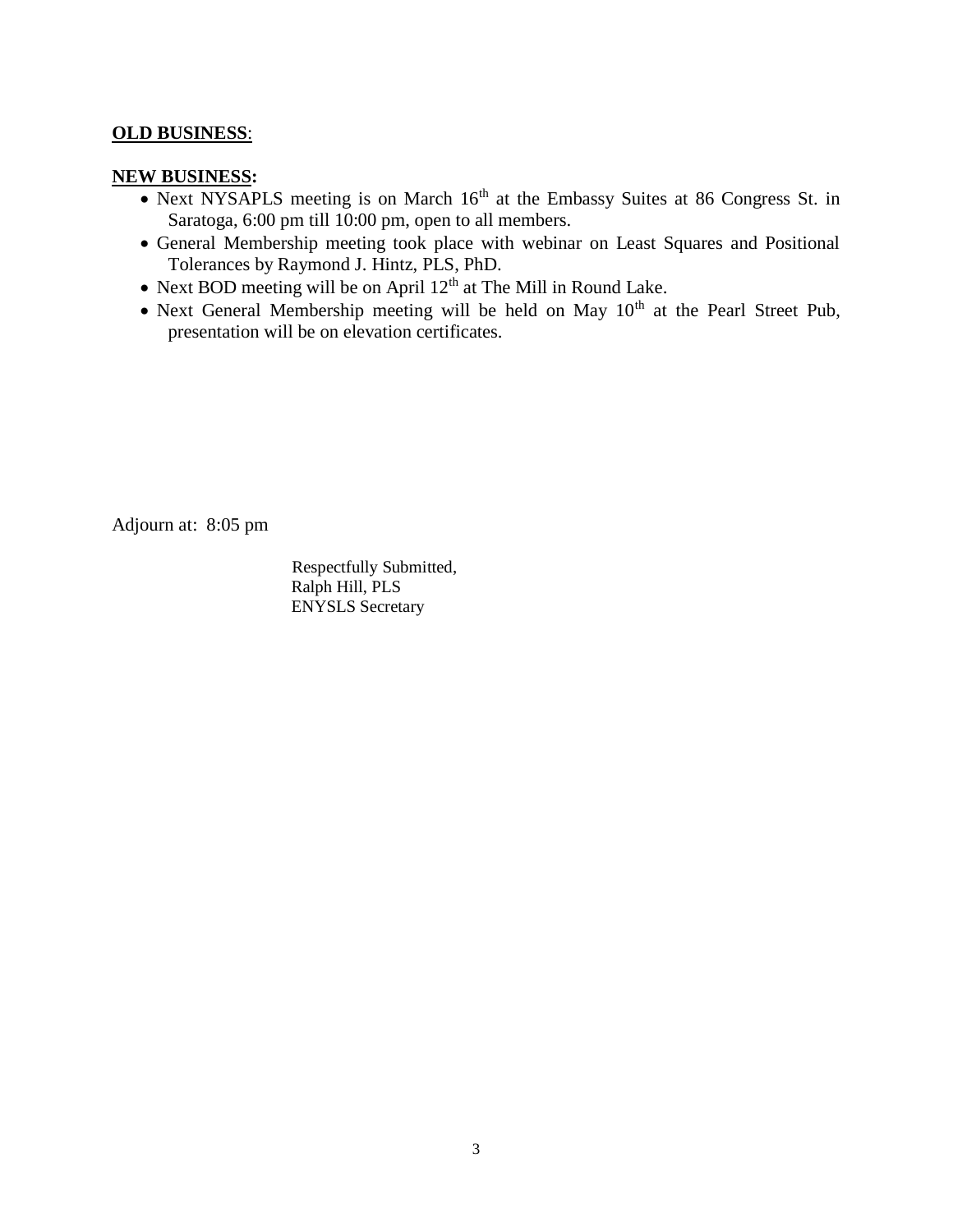**OLD BUSINESS**:

**NEW BUSINESS:**

- Next NYSAPLS meeting is on March 16th at the Embassy Suites at 86 Congress St. in Saratoga, 6:00 pm till 10:00 pm, open to all members.
- General Membership meeting took place with webinar on Least Squares and Positional Tolerances by Raymond J. Hintz, PLS, PhD.
- Next BOD meeting will be on April 12th at The Mill in Round Lake.
- Next General Membership meeting will be held on May 10th at the Pearl Street Pub, presentation will be on elevation certificates.

Adjourn at: 8:05 pm

Respectfully Submitted,
Ralph Hill, PLS
ENYSLS Secretary